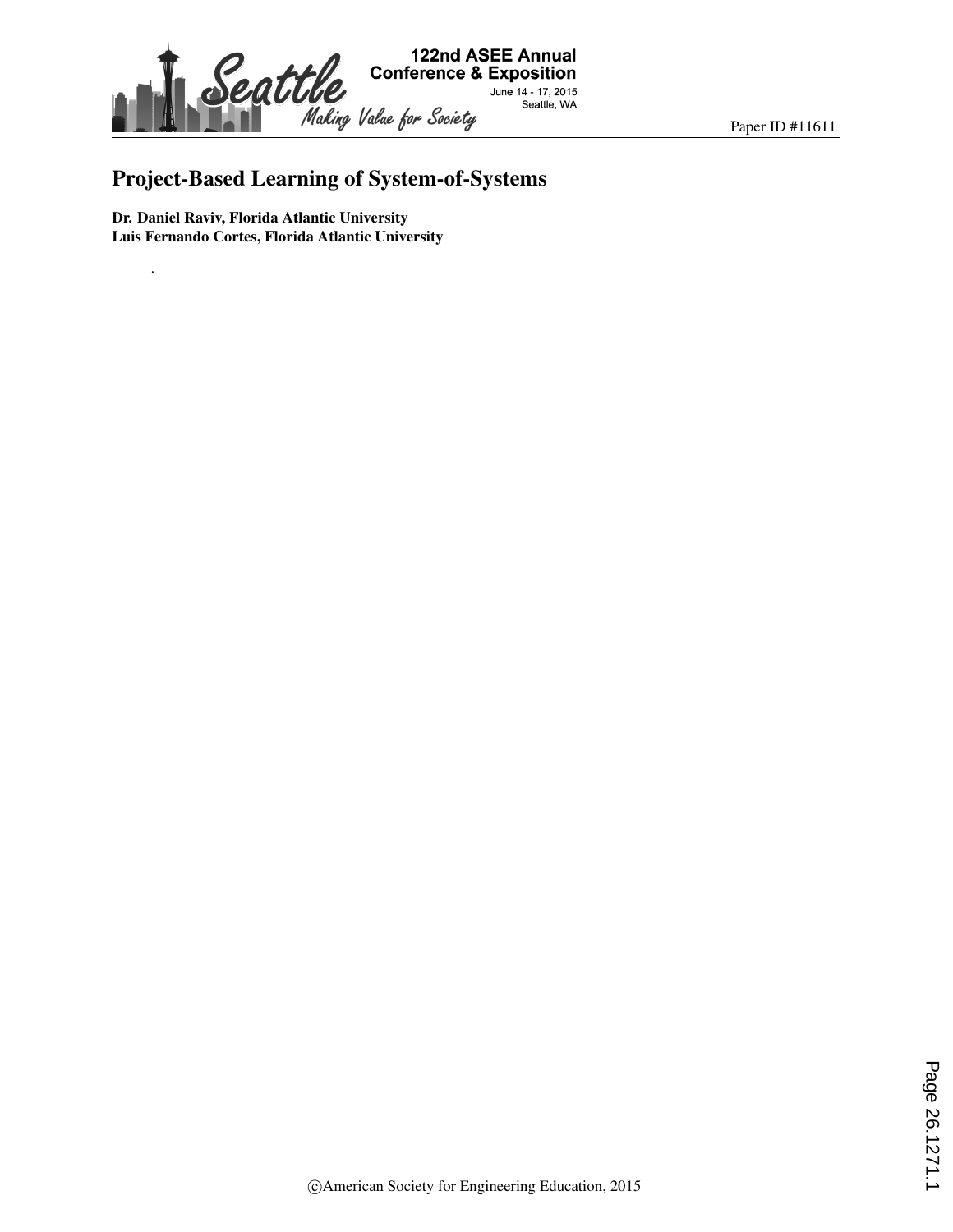Paper ID #11611

# Project-Based Learning of System-of-Systems

**Dr. Daniel Raviv, Florida Atlantic University**
**Luis Fernando Cortes, Florida Atlantic University**

.

©American Society for Engineering Education, 2015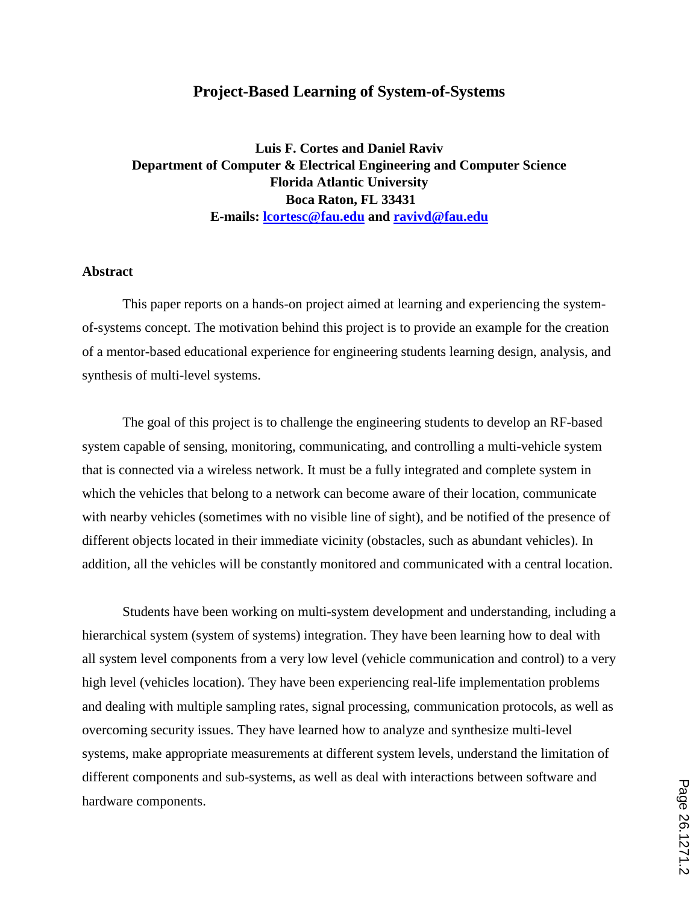# Project-Based Learning of System-of-Systems

**Luis F. Cortes and Daniel Raviv**
**Department of Computer & Electrical Engineering and Computer Science**
**Florida Atlantic University**
**Boca Raton, FL 33431**
**E-mails: lcortesc@fau.edu and ravivd@fau.edu**

## Abstract

This paper reports on a hands-on project aimed at learning and experiencing the system-of-systems concept. The motivation behind this project is to provide an example for the creation of a mentor-based educational experience for engineering students learning design, analysis, and synthesis of multi-level systems.

The goal of this project is to challenge the engineering students to develop an RF-based system capable of sensing, monitoring, communicating, and controlling a multi-vehicle system that is connected via a wireless network. It must be a fully integrated and complete system in which the vehicles that belong to a network can become aware of their location, communicate with nearby vehicles (sometimes with no visible line of sight), and be notified of the presence of different objects located in their immediate vicinity (obstacles, such as abundant vehicles). In addition, all the vehicles will be constantly monitored and communicated with a central location.

Students have been working on multi-system development and understanding, including a hierarchical system (system of systems) integration. They have been learning how to deal with all system level components from a very low level (vehicle communication and control) to a very high level (vehicles location). They have been experiencing real-life implementation problems and dealing with multiple sampling rates, signal processing, communication protocols, as well as overcoming security issues. They have learned how to analyze and synthesize multi-level systems, make appropriate measurements at different system levels, understand the limitation of different components and sub-systems, as well as deal with interactions between software and hardware components.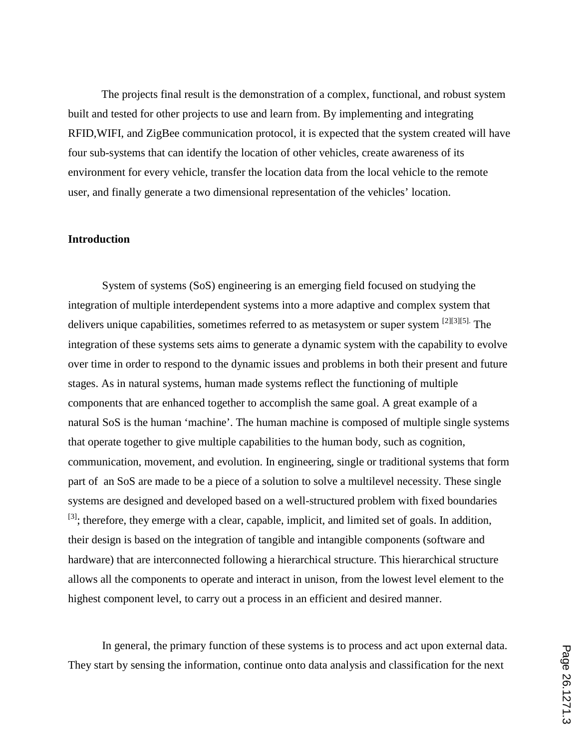The projects final result is the demonstration of a complex, functional, and robust system built and tested for other projects to use and learn from. By implementing and integrating RFID,WIFI, and ZigBee communication protocol, it is expected that the system created will have four sub-systems that can identify the location of other vehicles, create awareness of its environment for every vehicle, transfer the location data from the local vehicle to the remote user, and finally generate a two dimensional representation of the vehicles' location.

**Introduction**

System of systems (SoS) engineering is an emerging field focused on studying the integration of multiple interdependent systems into a more adaptive and complex system that delivers unique capabilities, sometimes referred to as metasystem or super system [2][3][5]. The integration of these systems sets aims to generate a dynamic system with the capability to evolve over time in order to respond to the dynamic issues and problems in both their present and future stages. As in natural systems, human made systems reflect the functioning of multiple components that are enhanced together to accomplish the same goal. A great example of a natural SoS is the human 'machine'. The human machine is composed of multiple single systems that operate together to give multiple capabilities to the human body, such as cognition, communication, movement, and evolution. In engineering, single or traditional systems that form part of an SoS are made to be a piece of a solution to solve a multilevel necessity. These single systems are designed and developed based on a well-structured problem with fixed boundaries [3]; therefore, they emerge with a clear, capable, implicit, and limited set of goals. In addition, their design is based on the integration of tangible and intangible components (software and hardware) that are interconnected following a hierarchical structure. This hierarchical structure allows all the components to operate and interact in unison, from the lowest level element to the highest component level, to carry out a process in an efficient and desired manner.

In general, the primary function of these systems is to process and act upon external data. They start by sensing the information, continue onto data analysis and classification for the next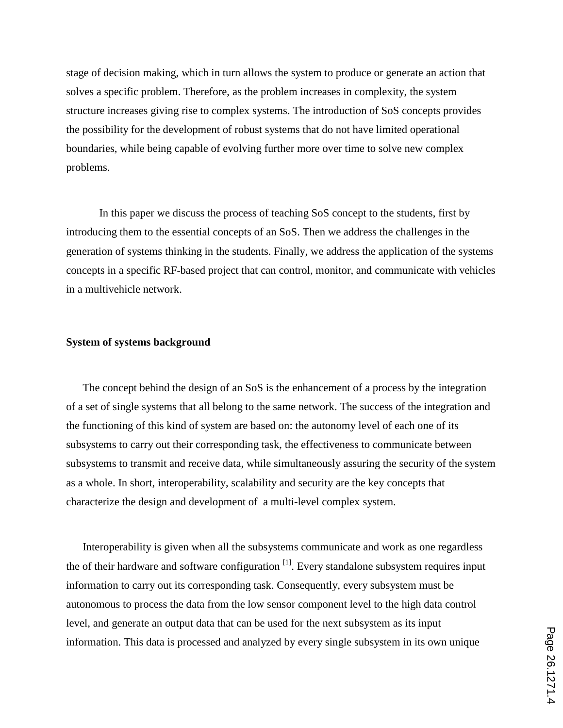stage of decision making, which in turn allows the system to produce or generate an action that solves a specific problem. Therefore, as the problem increases in complexity, the system structure increases giving rise to complex systems. The introduction of SoS concepts provides the possibility for the development of robust systems that do not have limited operational boundaries, while being capable of evolving further more over time to solve new complex problems.

In this paper we discuss the process of teaching SoS concept to the students, first by introducing them to the essential concepts of an SoS. Then we address the challenges in the generation of systems thinking in the students. Finally, we address the application of the systems concepts in a specific RF-based project that can control, monitor, and communicate with vehicles in a multivehicle network.

**System of systems background**

The concept behind the design of an SoS is the enhancement of a process by the integration of a set of single systems that all belong to the same network. The success of the integration and the functioning of this kind of system are based on: the autonomy level of each one of its subsystems to carry out their corresponding task, the effectiveness to communicate between subsystems to transmit and receive data, while simultaneously assuring the security of the system as a whole. In short, interoperability, scalability and security are the key concepts that characterize the design and development of a multi-level complex system.

Interoperability is given when all the subsystems communicate and work as one regardless the of their hardware and software configuration [1]. Every standalone subsystem requires input information to carry out its corresponding task. Consequently, every subsystem must be autonomous to process the data from the low sensor component level to the high data control level, and generate an output data that can be used for the next subsystem as its input information. This data is processed and analyzed by every single subsystem in its own unique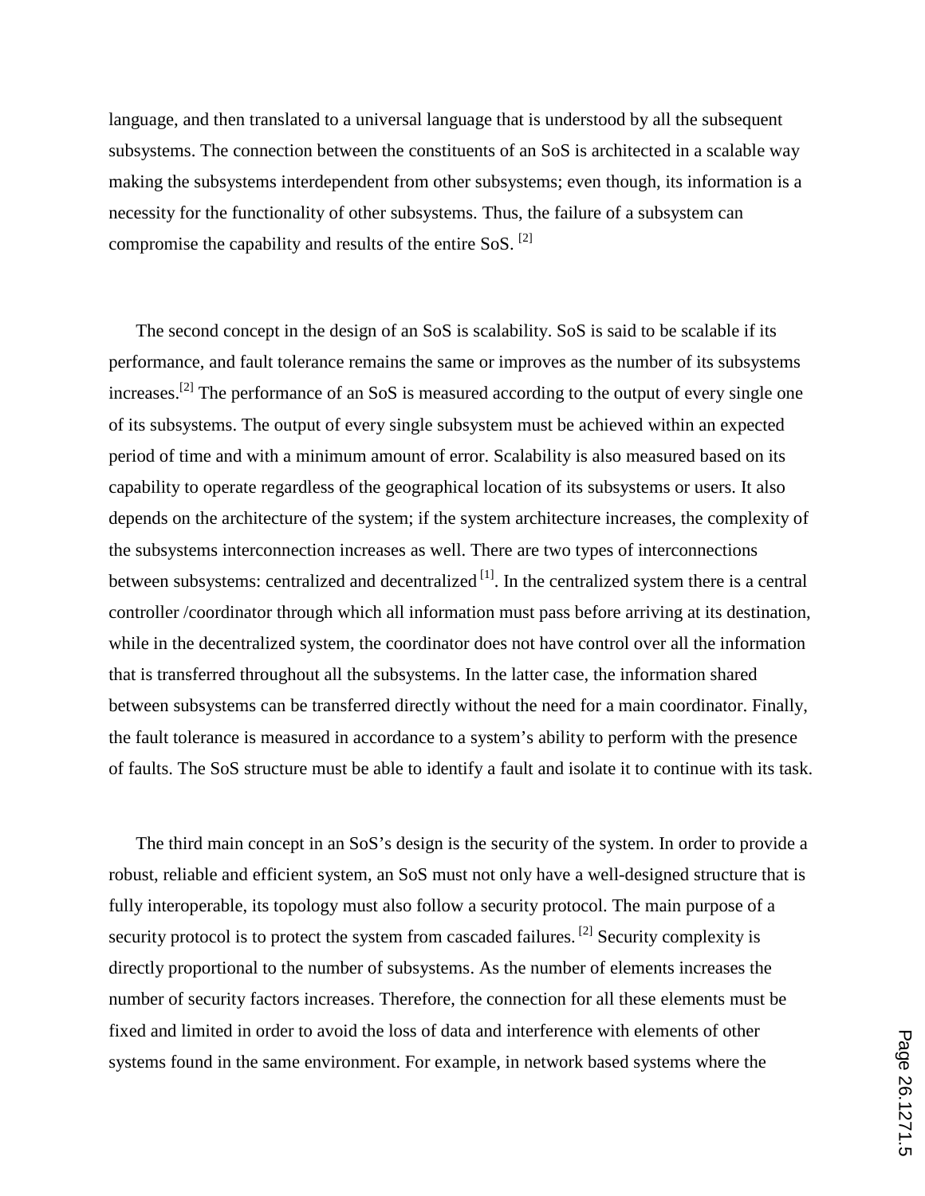language, and then translated to a universal language that is understood by all the subsequent subsystems. The connection between the constituents of an SoS is architected in a scalable way making the subsystems interdependent from other subsystems; even though, its information is a necessity for the functionality of other subsystems. Thus, the failure of a subsystem can compromise the capability and results of the entire SoS. [2]

The second concept in the design of an SoS is scalability. SoS is said to be scalable if its performance, and fault tolerance remains the same or improves as the number of its subsystems increases.[2] The performance of an SoS is measured according to the output of every single one of its subsystems. The output of every single subsystem must be achieved within an expected period of time and with a minimum amount of error. Scalability is also measured based on its capability to operate regardless of the geographical location of its subsystems or users. It also depends on the architecture of the system; if the system architecture increases, the complexity of the subsystems interconnection increases as well. There are two types of interconnections between subsystems: centralized and decentralized [1]. In the centralized system there is a central controller /coordinator through which all information must pass before arriving at its destination, while in the decentralized system, the coordinator does not have control over all the information that is transferred throughout all the subsystems. In the latter case, the information shared between subsystems can be transferred directly without the need for a main coordinator. Finally, the fault tolerance is measured in accordance to a system's ability to perform with the presence of faults. The SoS structure must be able to identify a fault and isolate it to continue with its task.

The third main concept in an SoS's design is the security of the system. In order to provide a robust, reliable and efficient system, an SoS must not only have a well-designed structure that is fully interoperable, its topology must also follow a security protocol. The main purpose of a security protocol is to protect the system from cascaded failures. [2] Security complexity is directly proportional to the number of subsystems. As the number of elements increases the number of security factors increases. Therefore, the connection for all these elements must be fixed and limited in order to avoid the loss of data and interference with elements of other systems found in the same environment. For example, in network based systems where the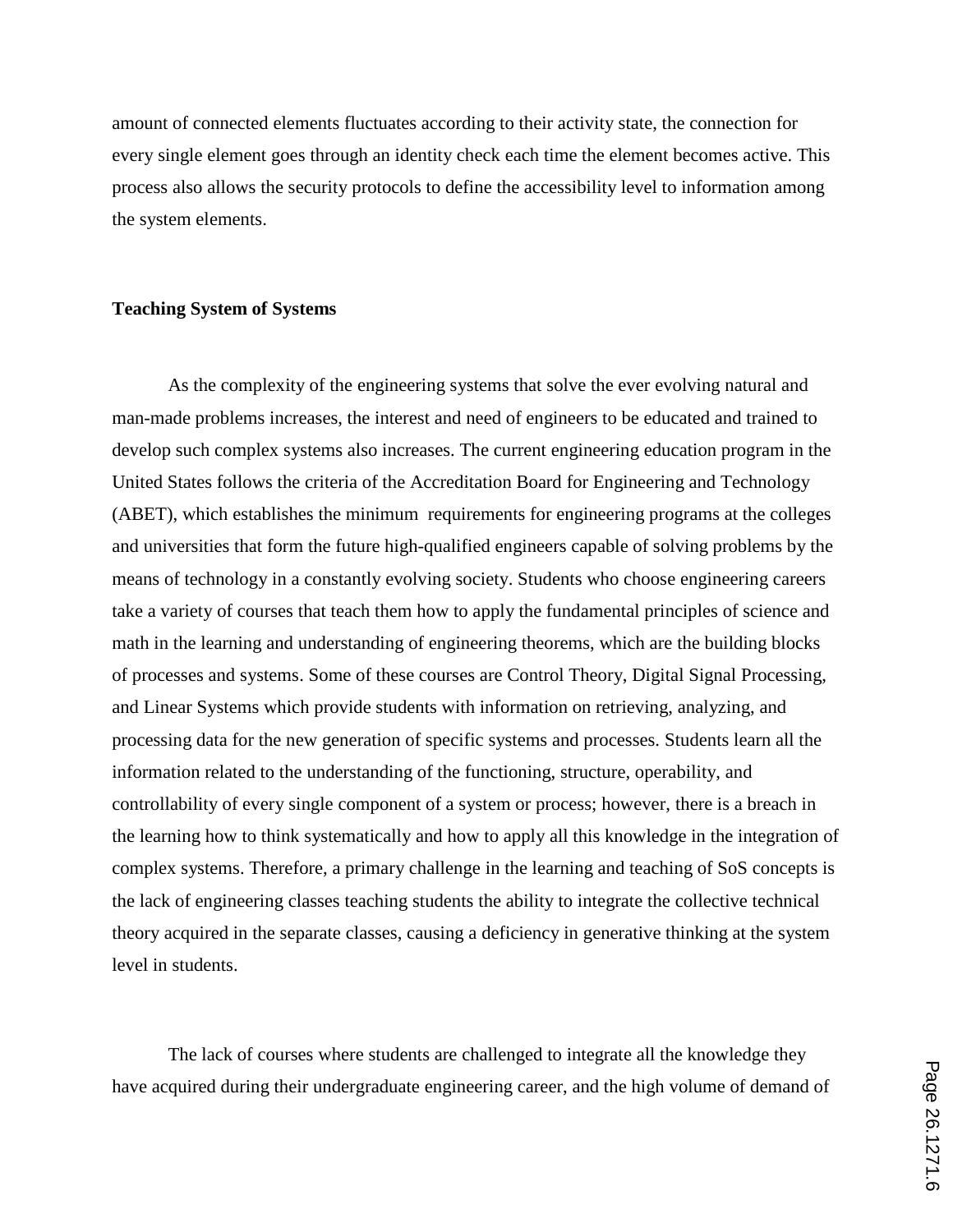amount of connected elements fluctuates according to their activity state, the connection for every single element goes through an identity check each time the element becomes active. This process also allows the security protocols to define the accessibility level to information among the system elements.

**Teaching System of Systems**

As the complexity of the engineering systems that solve the ever evolving natural and man-made problems increases, the interest and need of engineers to be educated and trained to develop such complex systems also increases. The current engineering education program in the United States follows the criteria of the Accreditation Board for Engineering and Technology (ABET), which establishes the minimum requirements for engineering programs at the colleges and universities that form the future high-qualified engineers capable of solving problems by the means of technology in a constantly evolving society. Students who choose engineering careers take a variety of courses that teach them how to apply the fundamental principles of science and math in the learning and understanding of engineering theorems, which are the building blocks of processes and systems. Some of these courses are Control Theory, Digital Signal Processing, and Linear Systems which provide students with information on retrieving, analyzing, and processing data for the new generation of specific systems and processes. Students learn all the information related to the understanding of the functioning, structure, operability, and controllability of every single component of a system or process; however, there is a breach in the learning how to think systematically and how to apply all this knowledge in the integration of complex systems. Therefore, a primary challenge in the learning and teaching of SoS concepts is the lack of engineering classes teaching students the ability to integrate the collective technical theory acquired in the separate classes, causing a deficiency in generative thinking at the system level in students.

The lack of courses where students are challenged to integrate all the knowledge they have acquired during their undergraduate engineering career, and the high volume of demand of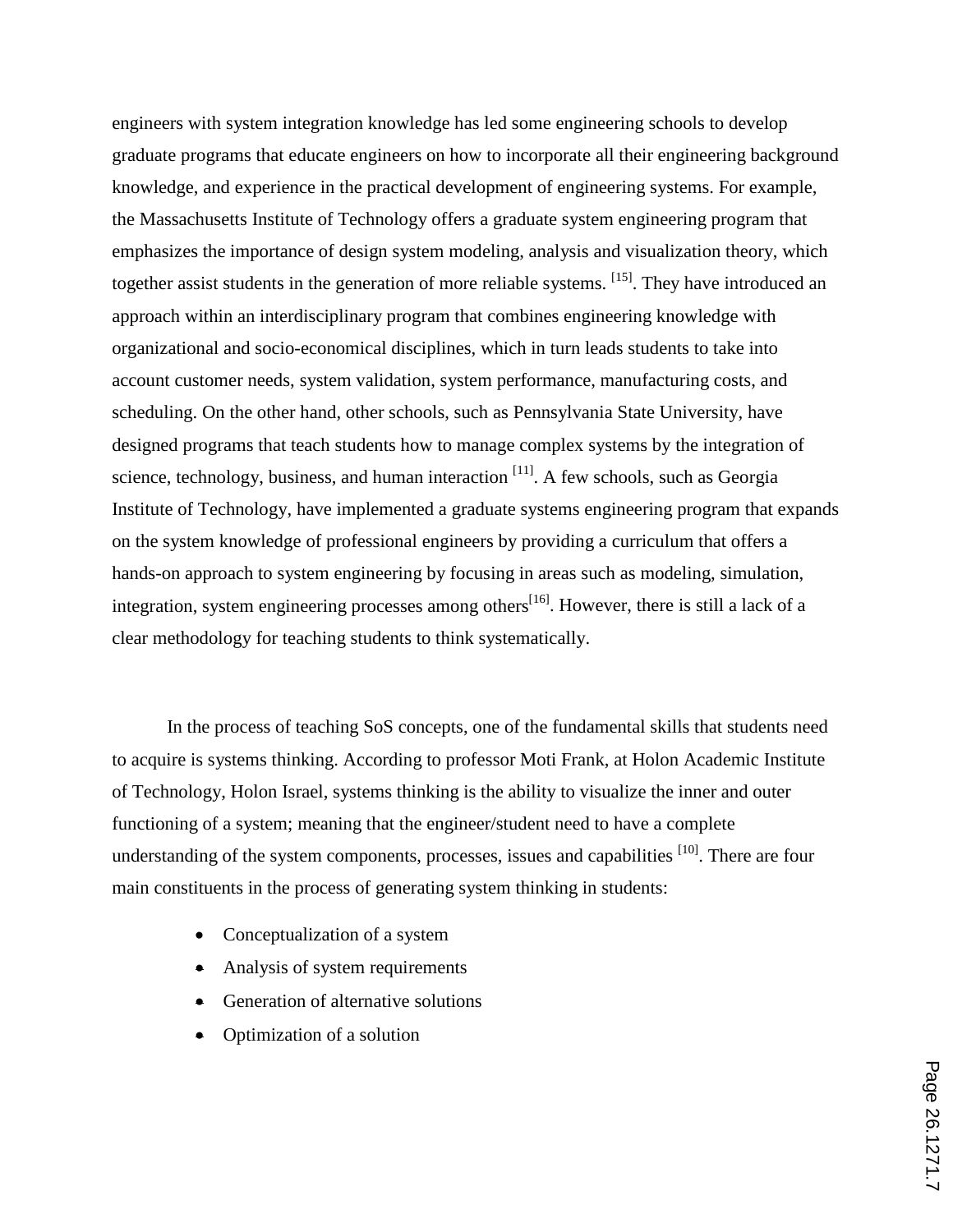engineers with system integration knowledge has led some engineering schools to develop graduate programs that educate engineers on how to incorporate all their engineering background knowledge, and experience in the practical development of engineering systems. For example, the Massachusetts Institute of Technology offers a graduate system engineering program that emphasizes the importance of design system modeling, analysis and visualization theory, which together assist students in the generation of more reliable systems. [15]. They have introduced an approach within an interdisciplinary program that combines engineering knowledge with organizational and socio-economical disciplines, which in turn leads students to take into account customer needs, system validation, system performance, manufacturing costs, and scheduling. On the other hand, other schools, such as Pennsylvania State University, have designed programs that teach students how to manage complex systems by the integration of science, technology, business, and human interaction [11]. A few schools, such as Georgia Institute of Technology, have implemented a graduate systems engineering program that expands on the system knowledge of professional engineers by providing a curriculum that offers a hands-on approach to system engineering by focusing in areas such as modeling, simulation, integration, system engineering processes among others[16]. However, there is still a lack of a clear methodology for teaching students to think systematically.

In the process of teaching SoS concepts, one of the fundamental skills that students need to acquire is systems thinking. According to professor Moti Frank, at Holon Academic Institute of Technology, Holon Israel, systems thinking is the ability to visualize the inner and outer functioning of a system; meaning that the engineer/student need to have a complete understanding of the system components, processes, issues and capabilities [10]. There are four main constituents in the process of generating system thinking in students:

- Conceptualization of a system
- Analysis of system requirements
- Generation of alternative solutions
- Optimization of a solution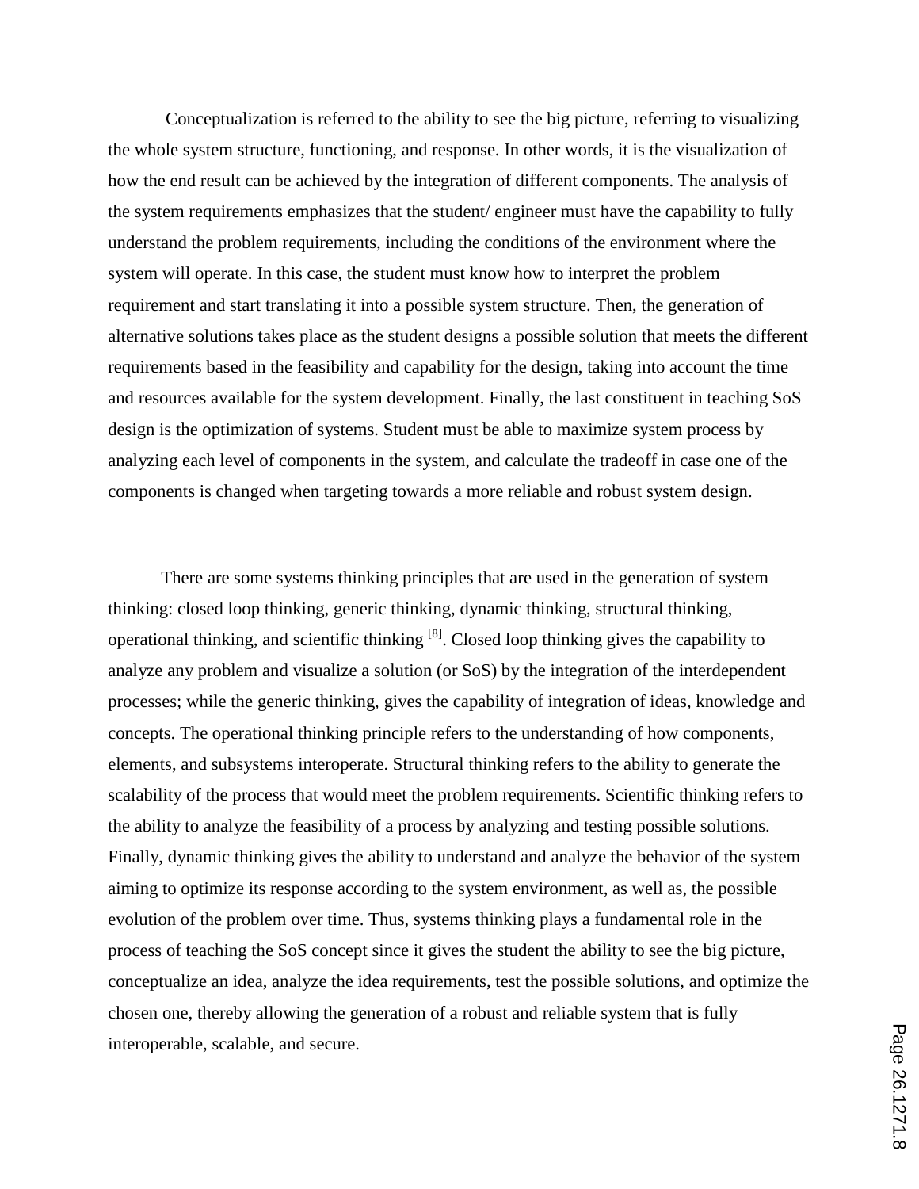Conceptualization is referred to the ability to see the big picture, referring to visualizing the whole system structure, functioning, and response. In other words, it is the visualization of how the end result can be achieved by the integration of different components. The analysis of the system requirements emphasizes that the student/ engineer must have the capability to fully understand the problem requirements, including the conditions of the environment where the system will operate. In this case, the student must know how to interpret the problem requirement and start translating it into a possible system structure. Then, the generation of alternative solutions takes place as the student designs a possible solution that meets the different requirements based in the feasibility and capability for the design, taking into account the time and resources available for the system development. Finally, the last constituent in teaching SoS design is the optimization of systems. Student must be able to maximize system process by analyzing each level of components in the system, and calculate the tradeoff in case one of the components is changed when targeting towards a more reliable and robust system design.

There are some systems thinking principles that are used in the generation of system thinking: closed loop thinking, generic thinking, dynamic thinking, structural thinking, operational thinking, and scientific thinking [8]. Closed loop thinking gives the capability to analyze any problem and visualize a solution (or SoS) by the integration of the interdependent processes; while the generic thinking, gives the capability of integration of ideas, knowledge and concepts. The operational thinking principle refers to the understanding of how components, elements, and subsystems interoperate. Structural thinking refers to the ability to generate the scalability of the process that would meet the problem requirements. Scientific thinking refers to the ability to analyze the feasibility of a process by analyzing and testing possible solutions. Finally, dynamic thinking gives the ability to understand and analyze the behavior of the system aiming to optimize its response according to the system environment, as well as, the possible evolution of the problem over time. Thus, systems thinking plays a fundamental role in the process of teaching the SoS concept since it gives the student the ability to see the big picture, conceptualize an idea, analyze the idea requirements, test the possible solutions, and optimize the chosen one, thereby allowing the generation of a robust and reliable system that is fully interoperable, scalable, and secure.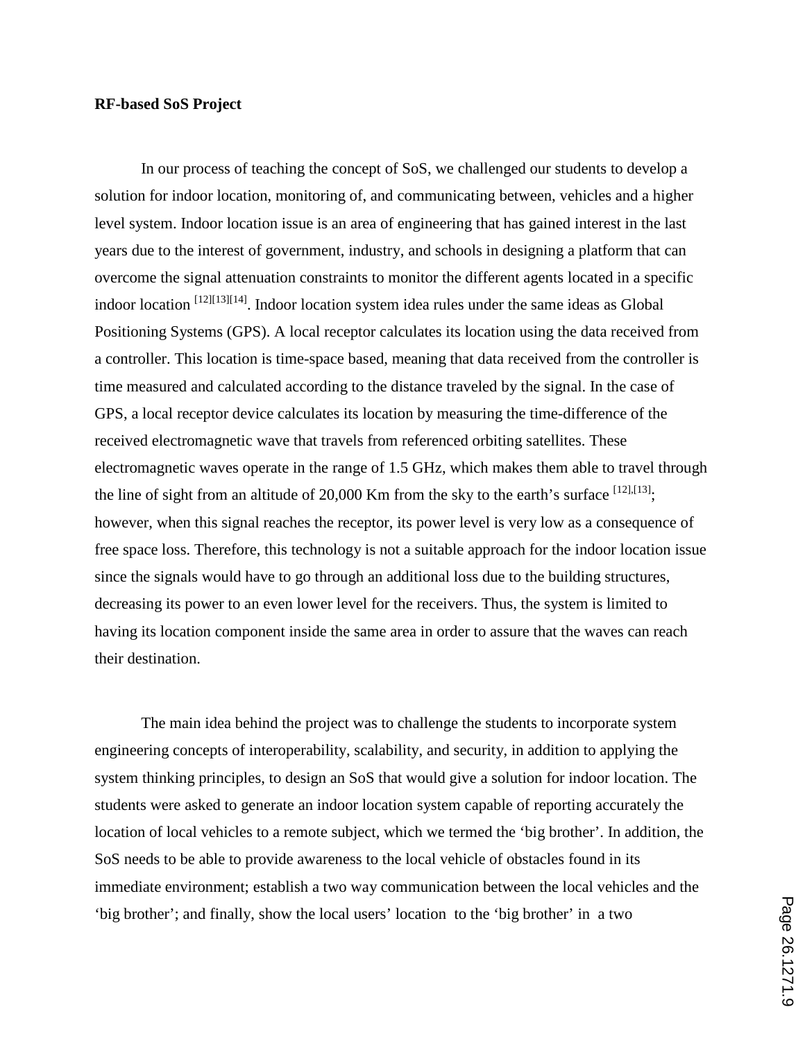**RF-based SoS Project**

In our process of teaching the concept of SoS, we challenged our students to develop a solution for indoor location, monitoring of, and communicating between, vehicles and a higher level system. Indoor location issue is an area of engineering that has gained interest in the last years due to the interest of government, industry, and schools in designing a platform that can overcome the signal attenuation constraints to monitor the different agents located in a specific indoor location [12][13][14]. Indoor location system idea rules under the same ideas as Global Positioning Systems (GPS). A local receptor calculates its location using the data received from a controller. This location is time-space based, meaning that data received from the controller is time measured and calculated according to the distance traveled by the signal. In the case of GPS, a local receptor device calculates its location by measuring the time-difference of the received electromagnetic wave that travels from referenced orbiting satellites. These electromagnetic waves operate in the range of 1.5 GHz, which makes them able to travel through the line of sight from an altitude of 20,000 Km from the sky to the earth's surface [12],[13]; however, when this signal reaches the receptor, its power level is very low as a consequence of free space loss. Therefore, this technology is not a suitable approach for the indoor location issue since the signals would have to go through an additional loss due to the building structures, decreasing its power to an even lower level for the receivers. Thus, the system is limited to having its location component inside the same area in order to assure that the waves can reach their destination.

The main idea behind the project was to challenge the students to incorporate system engineering concepts of interoperability, scalability, and security, in addition to applying the system thinking principles, to design an SoS that would give a solution for indoor location. The students were asked to generate an indoor location system capable of reporting accurately the location of local vehicles to a remote subject, which we termed the 'big brother'. In addition, the SoS needs to be able to provide awareness to the local vehicle of obstacles found in its immediate environment; establish a two way communication between the local vehicles and the 'big brother'; and finally, show the local users' location to the 'big brother' in a two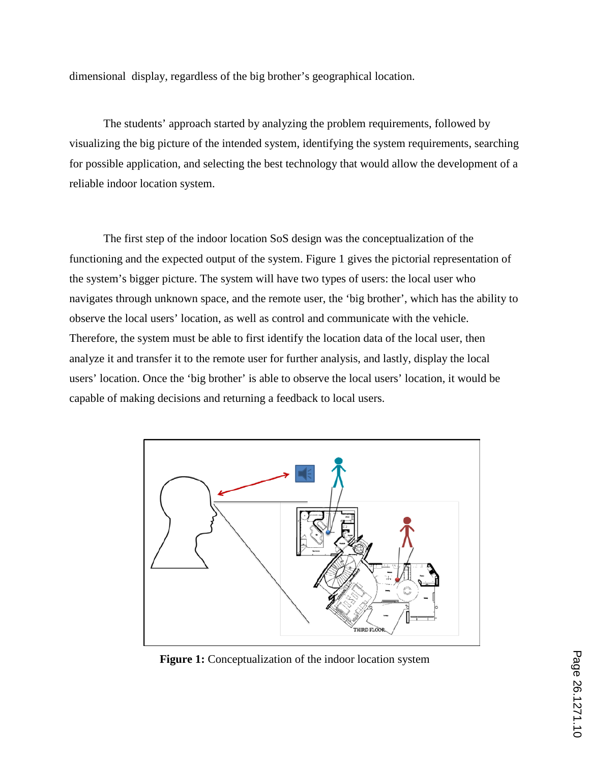dimensional display, regardless of the big brother's geographical location.

The students' approach started by analyzing the problem requirements, followed by visualizing the big picture of the intended system, identifying the system requirements, searching for possible application, and selecting the best technology that would allow the development of a reliable indoor location system.

The first step of the indoor location SoS design was the conceptualization of the functioning and the expected output of the system. Figure 1 gives the pictorial representation of the system's bigger picture. The system will have two types of users: the local user who navigates through unknown space, and the remote user, the 'big brother', which has the ability to observe the local users' location, as well as control and communicate with the vehicle. Therefore, the system must be able to first identify the location data of the local user, then analyze it and transfer it to the remote user for further analysis, and lastly, display the local users' location. Once the 'big brother' is able to observe the local users' location, it would be capable of making decisions and returning a feedback to local users.

**Figure 1:** Conceptualization of the indoor location system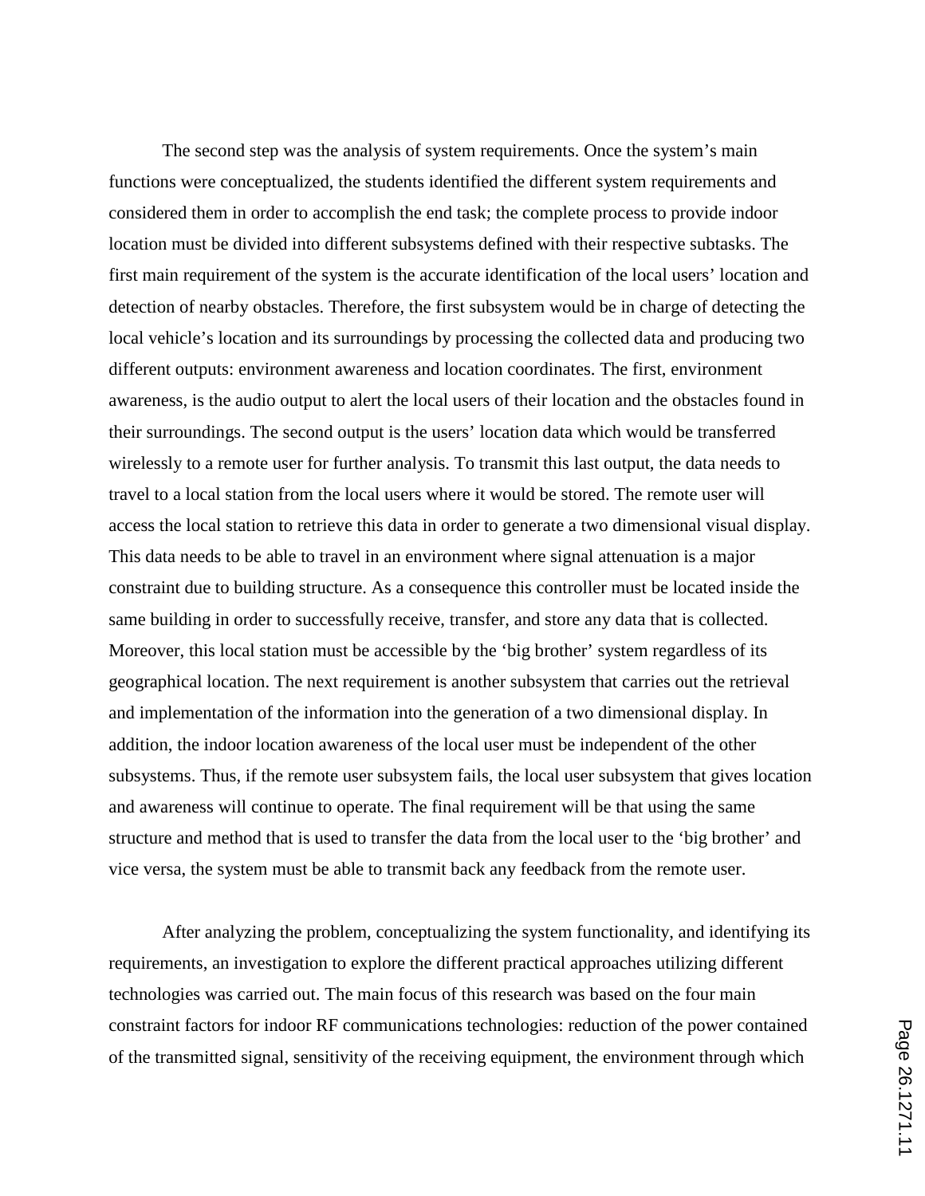The second step was the analysis of system requirements. Once the system's main functions were conceptualized, the students identified the different system requirements and considered them in order to accomplish the end task; the complete process to provide indoor location must be divided into different subsystems defined with their respective subtasks. The first main requirement of the system is the accurate identification of the local users' location and detection of nearby obstacles. Therefore, the first subsystem would be in charge of detecting the local vehicle's location and its surroundings by processing the collected data and producing two different outputs: environment awareness and location coordinates. The first, environment awareness, is the audio output to alert the local users of their location and the obstacles found in their surroundings. The second output is the users' location data which would be transferred wirelessly to a remote user for further analysis. To transmit this last output, the data needs to travel to a local station from the local users where it would be stored. The remote user will access the local station to retrieve this data in order to generate a two dimensional visual display. This data needs to be able to travel in an environment where signal attenuation is a major constraint due to building structure. As a consequence this controller must be located inside the same building in order to successfully receive, transfer, and store any data that is collected. Moreover, this local station must be accessible by the 'big brother' system regardless of its geographical location. The next requirement is another subsystem that carries out the retrieval and implementation of the information into the generation of a two dimensional display. In addition, the indoor location awareness of the local user must be independent of the other subsystems. Thus, if the remote user subsystem fails, the local user subsystem that gives location and awareness will continue to operate. The final requirement will be that using the same structure and method that is used to transfer the data from the local user to the 'big brother' and vice versa, the system must be able to transmit back any feedback from the remote user.

After analyzing the problem, conceptualizing the system functionality, and identifying its requirements, an investigation to explore the different practical approaches utilizing different technologies was carried out. The main focus of this research was based on the four main constraint factors for indoor RF communications technologies: reduction of the power contained of the transmitted signal, sensitivity of the receiving equipment, the environment through which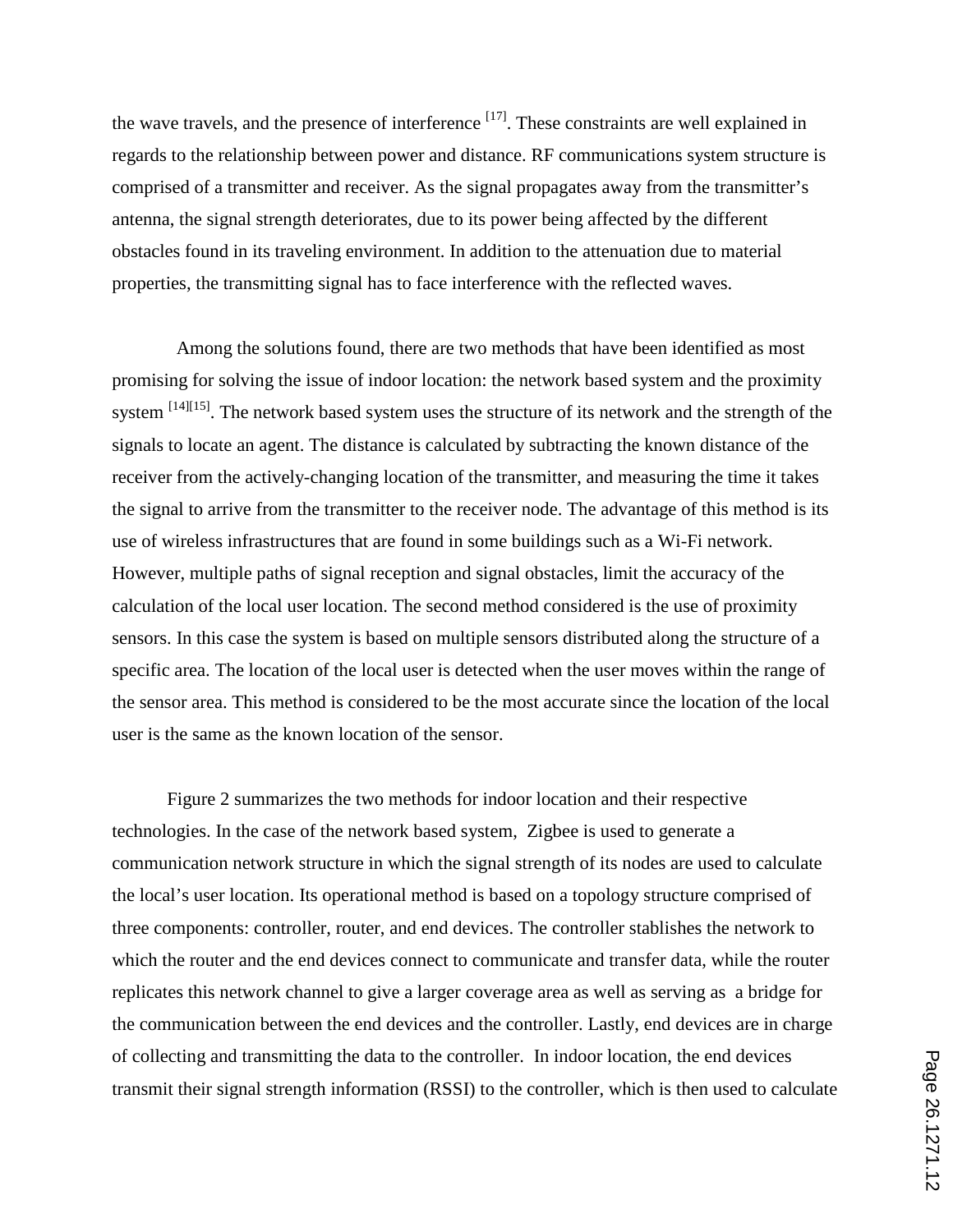the wave travels, and the presence of interference [17]. These constraints are well explained in regards to the relationship between power and distance. RF communications system structure is comprised of a transmitter and receiver. As the signal propagates away from the transmitter's antenna, the signal strength deteriorates, due to its power being affected by the different obstacles found in its traveling environment. In addition to the attenuation due to material properties, the transmitting signal has to face interference with the reflected waves.

Among the solutions found, there are two methods that have been identified as most promising for solving the issue of indoor location: the network based system and the proximity system [14][15]. The network based system uses the structure of its network and the strength of the signals to locate an agent. The distance is calculated by subtracting the known distance of the receiver from the actively-changing location of the transmitter, and measuring the time it takes the signal to arrive from the transmitter to the receiver node. The advantage of this method is its use of wireless infrastructures that are found in some buildings such as a Wi-Fi network. However, multiple paths of signal reception and signal obstacles, limit the accuracy of the calculation of the local user location. The second method considered is the use of proximity sensors. In this case the system is based on multiple sensors distributed along the structure of a specific area. The location of the local user is detected when the user moves within the range of the sensor area. This method is considered to be the most accurate since the location of the local user is the same as the known location of the sensor.

Figure 2 summarizes the two methods for indoor location and their respective technologies. In the case of the network based system, Zigbee is used to generate a communication network structure in which the signal strength of its nodes are used to calculate the local's user location. Its operational method is based on a topology structure comprised of three components: controller, router, and end devices. The controller stablishes the network to which the router and the end devices connect to communicate and transfer data, while the router replicates this network channel to give a larger coverage area as well as serving as a bridge for the communication between the end devices and the controller. Lastly, end devices are in charge of collecting and transmitting the data to the controller. In indoor location, the end devices transmit their signal strength information (RSSI) to the controller, which is then used to calculate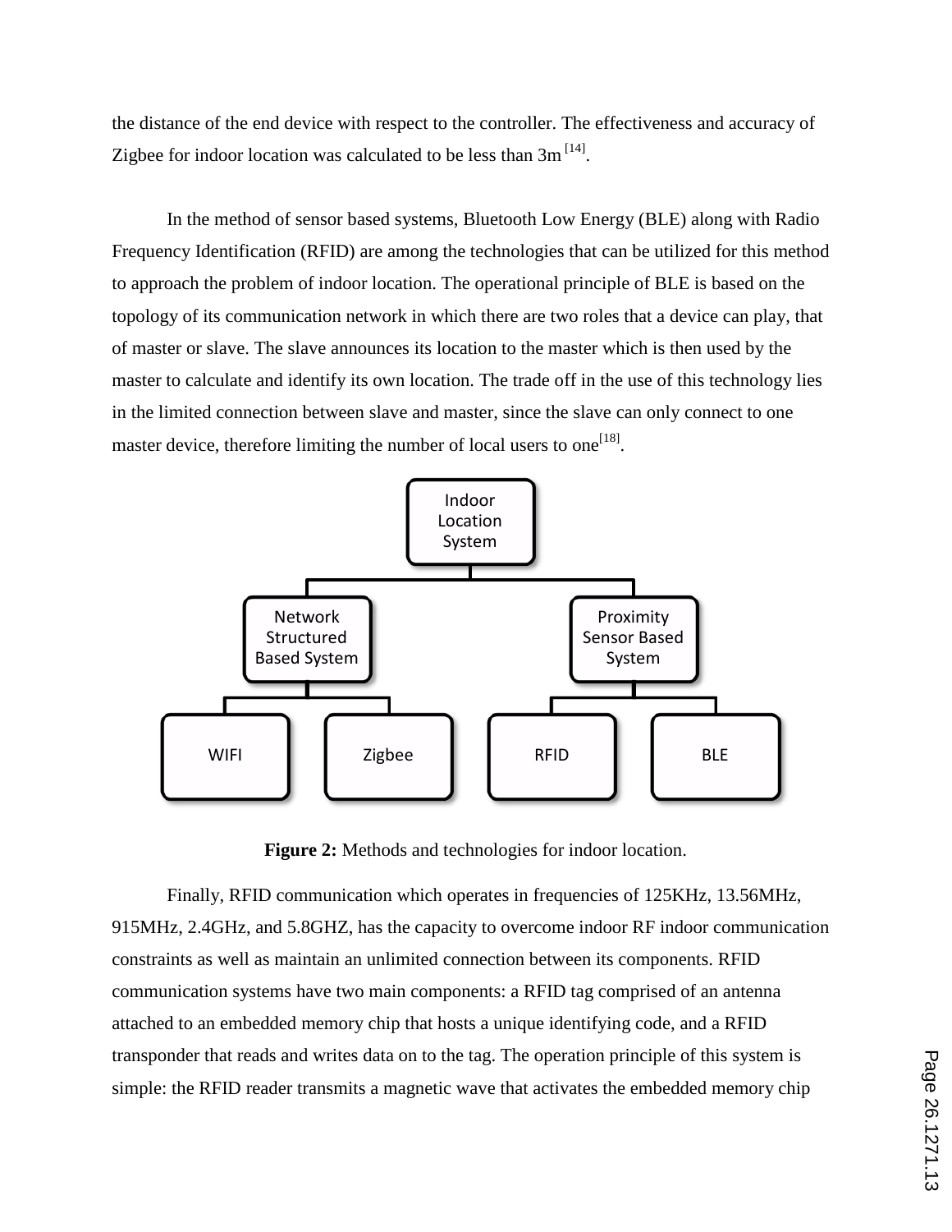the distance of the end device with respect to the controller. The effectiveness and accuracy of Zigbee for indoor location was calculated to be less than 3m [14].

In the method of sensor based systems, Bluetooth Low Energy (BLE) along with Radio Frequency Identification (RFID) are among the technologies that can be utilized for this method to approach the problem of indoor location. The operational principle of BLE is based on the topology of its communication network in which there are two roles that a device can play, that of master or slave. The slave announces its location to the master which is then used by the master to calculate and identify its own location. The trade off in the use of this technology lies in the limited connection between slave and master, since the slave can only connect to one master device, therefore limiting the number of local users to one[18].

**Figure 2:** Methods and technologies for indoor location.

Finally, RFID communication which operates in frequencies of 125KHz, 13.56MHz, 915MHz, 2.4GHz, and 5.8GHZ, has the capacity to overcome indoor RF indoor communication constraints as well as maintain an unlimited connection between its components. RFID communication systems have two main components: a RFID tag comprised of an antenna attached to an embedded memory chip that hosts a unique identifying code, and a RFID transponder that reads and writes data on to the tag. The operation principle of this system is simple: the RFID reader transmits a magnetic wave that activates the embedded memory chip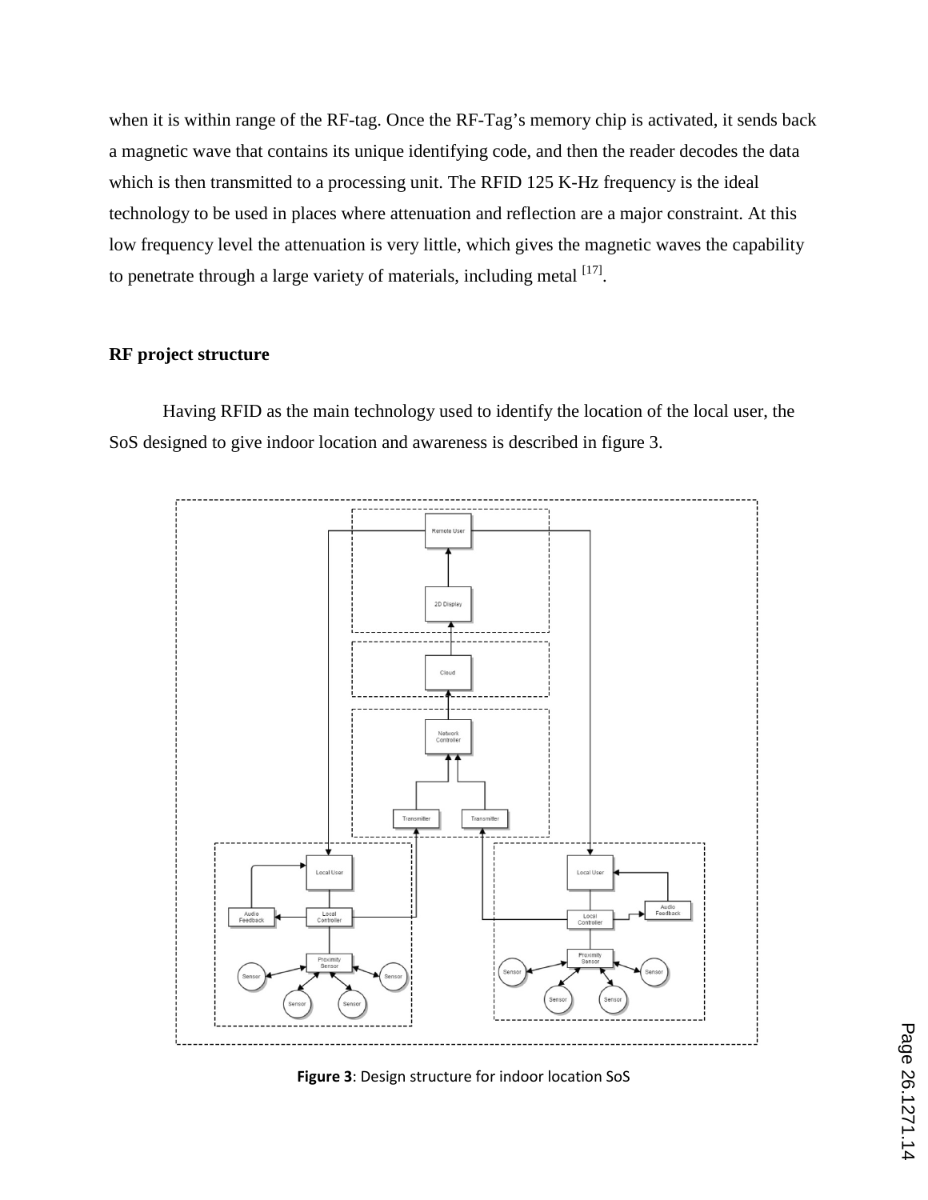when it is within range of the RF-tag. Once the RF-Tag's memory chip is activated, it sends back a magnetic wave that contains its unique identifying code, and then the reader decodes the data which is then transmitted to a processing unit. The RFID 125 K-Hz frequency is the ideal technology to be used in places where attenuation and reflection are a major constraint. At this low frequency level the attenuation is very little, which gives the magnetic waves the capability to penetrate through a large variety of materials, including metal [17].

**RF project structure**

Having RFID as the main technology used to identify the location of the local user, the SoS designed to give indoor location and awareness is described in figure 3.

**Figure 3**: Design structure for indoor location SoS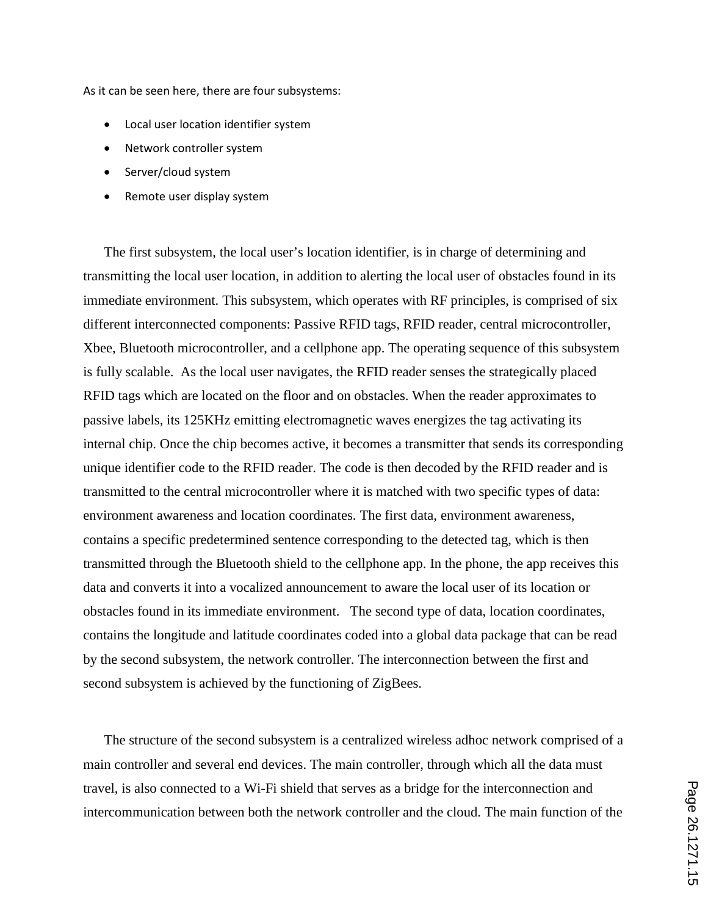As it can be seen here, there are four subsystems:

- Local user location identifier system
- Network controller system
- Server/cloud system
- Remote user display system

The first subsystem, the local user's location identifier, is in charge of determining and transmitting the local user location, in addition to alerting the local user of obstacles found in its immediate environment. This subsystem, which operates with RF principles, is comprised of six different interconnected components: Passive RFID tags, RFID reader, central microcontroller, Xbee, Bluetooth microcontroller, and a cellphone app. The operating sequence of this subsystem is fully scalable. As the local user navigates, the RFID reader senses the strategically placed RFID tags which are located on the floor and on obstacles. When the reader approximates to passive labels, its 125KHz emitting electromagnetic waves energizes the tag activating its internal chip. Once the chip becomes active, it becomes a transmitter that sends its corresponding unique identifier code to the RFID reader. The code is then decoded by the RFID reader and is transmitted to the central microcontroller where it is matched with two specific types of data: environment awareness and location coordinates. The first data, environment awareness, contains a specific predetermined sentence corresponding to the detected tag, which is then transmitted through the Bluetooth shield to the cellphone app. In the phone, the app receives this data and converts it into a vocalized announcement to aware the local user of its location or obstacles found in its immediate environment. The second type of data, location coordinates, contains the longitude and latitude coordinates coded into a global data package that can be read by the second subsystem, the network controller. The interconnection between the first and second subsystem is achieved by the functioning of ZigBees.

The structure of the second subsystem is a centralized wireless adhoc network comprised of a main controller and several end devices. The main controller, through which all the data must travel, is also connected to a Wi-Fi shield that serves as a bridge for the interconnection and intercommunication between both the network controller and the cloud. The main function of the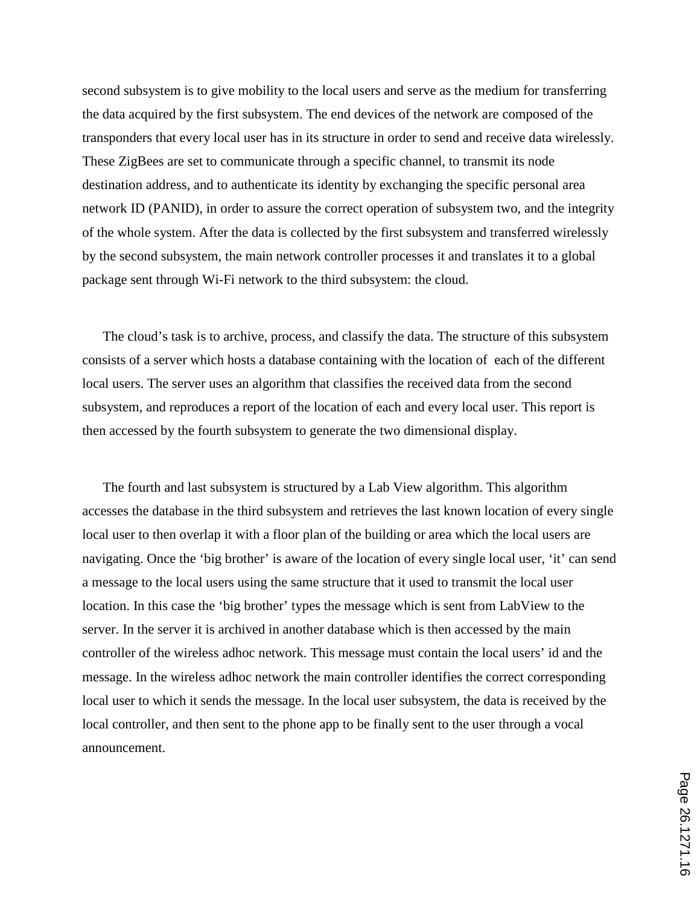second subsystem is to give mobility to the local users and serve as the medium for transferring the data acquired by the first subsystem. The end devices of the network are composed of the transponders that every local user has in its structure in order to send and receive data wirelessly. These ZigBees are set to communicate through a specific channel, to transmit its node destination address, and to authenticate its identity by exchanging the specific personal area network ID (PANID), in order to assure the correct operation of subsystem two, and the integrity of the whole system. After the data is collected by the first subsystem and transferred wirelessly by the second subsystem, the main network controller processes it and translates it to a global package sent through Wi-Fi network to the third subsystem: the cloud.

The cloud's task is to archive, process, and classify the data. The structure of this subsystem consists of a server which hosts a database containing with the location of each of the different local users. The server uses an algorithm that classifies the received data from the second subsystem, and reproduces a report of the location of each and every local user. This report is then accessed by the fourth subsystem to generate the two dimensional display.

The fourth and last subsystem is structured by a Lab View algorithm. This algorithm accesses the database in the third subsystem and retrieves the last known location of every single local user to then overlap it with a floor plan of the building or area which the local users are navigating. Once the 'big brother' is aware of the location of every single local user, 'it' can send a message to the local users using the same structure that it used to transmit the local user location. In this case the 'big brother' types the message which is sent from LabView to the server. In the server it is archived in another database which is then accessed by the main controller of the wireless adhoc network. This message must contain the local users' id and the message. In the wireless adhoc network the main controller identifies the correct corresponding local user to which it sends the message. In the local user subsystem, the data is received by the local controller, and then sent to the phone app to be finally sent to the user through a vocal announcement.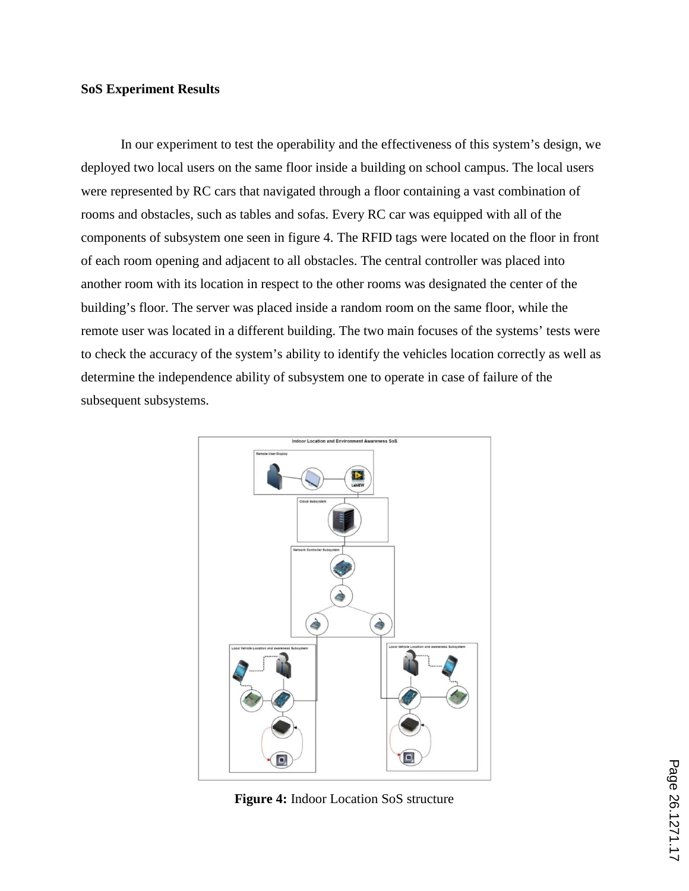**SoS Experiment Results**

In our experiment to test the operability and the effectiveness of this system's design, we deployed two local users on the same floor inside a building on school campus. The local users were represented by RC cars that navigated through a floor containing a vast combination of rooms and obstacles, such as tables and sofas. Every RC car was equipped with all of the components of subsystem one seen in figure 4. The RFID tags were located on the floor in front of each room opening and adjacent to all obstacles. The central controller was placed into another room with its location in respect to the other rooms was designated the center of the building's floor. The server was placed inside a random room on the same floor, while the remote user was located in a different building. The two main focuses of the systems' tests were to check the accuracy of the system's ability to identify the vehicles location correctly as well as determine the independence ability of subsystem one to operate in case of failure of the subsequent subsystems.

**Figure 4:** Indoor Location SoS structure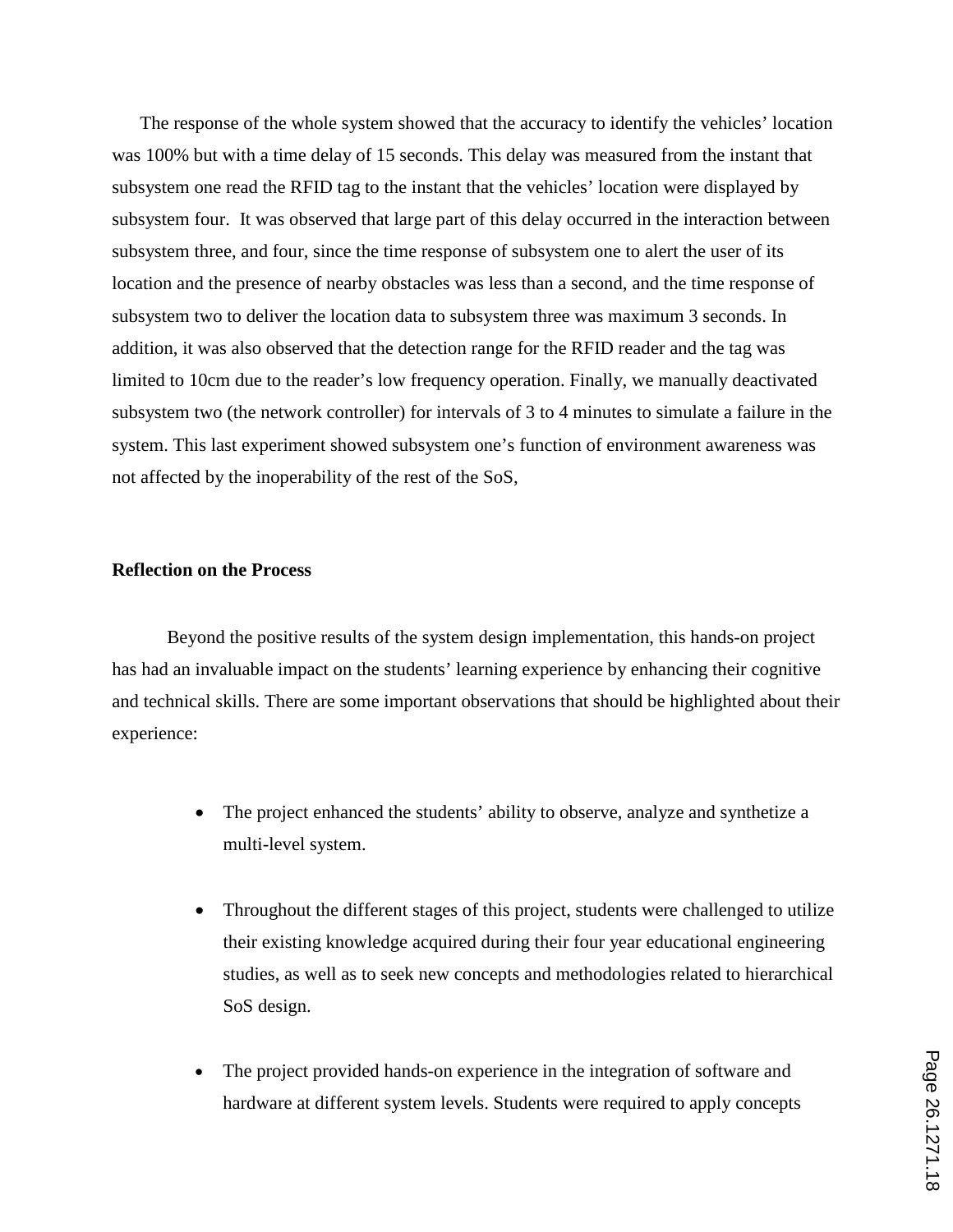The response of the whole system showed that the accuracy to identify the vehicles' location was 100% but with a time delay of 15 seconds. This delay was measured from the instant that subsystem one read the RFID tag to the instant that the vehicles' location were displayed by subsystem four. It was observed that large part of this delay occurred in the interaction between subsystem three, and four, since the time response of subsystem one to alert the user of its location and the presence of nearby obstacles was less than a second, and the time response of subsystem two to deliver the location data to subsystem three was maximum 3 seconds. In addition, it was also observed that the detection range for the RFID reader and the tag was limited to 10cm due to the reader's low frequency operation. Finally, we manually deactivated subsystem two (the network controller) for intervals of 3 to 4 minutes to simulate a failure in the system. This last experiment showed subsystem one's function of environment awareness was not affected by the inoperability of the rest of the SoS,

**Reflection on the Process**

Beyond the positive results of the system design implementation, this hands-on project has had an invaluable impact on the students' learning experience by enhancing their cognitive and technical skills. There are some important observations that should be highlighted about their experience:

- The project enhanced the students' ability to observe, analyze and synthetize a multi-level system.
- Throughout the different stages of this project, students were challenged to utilize their existing knowledge acquired during their four year educational engineering studies, as well as to seek new concepts and methodologies related to hierarchical SoS design.
- The project provided hands-on experience in the integration of software and hardware at different system levels. Students were required to apply concepts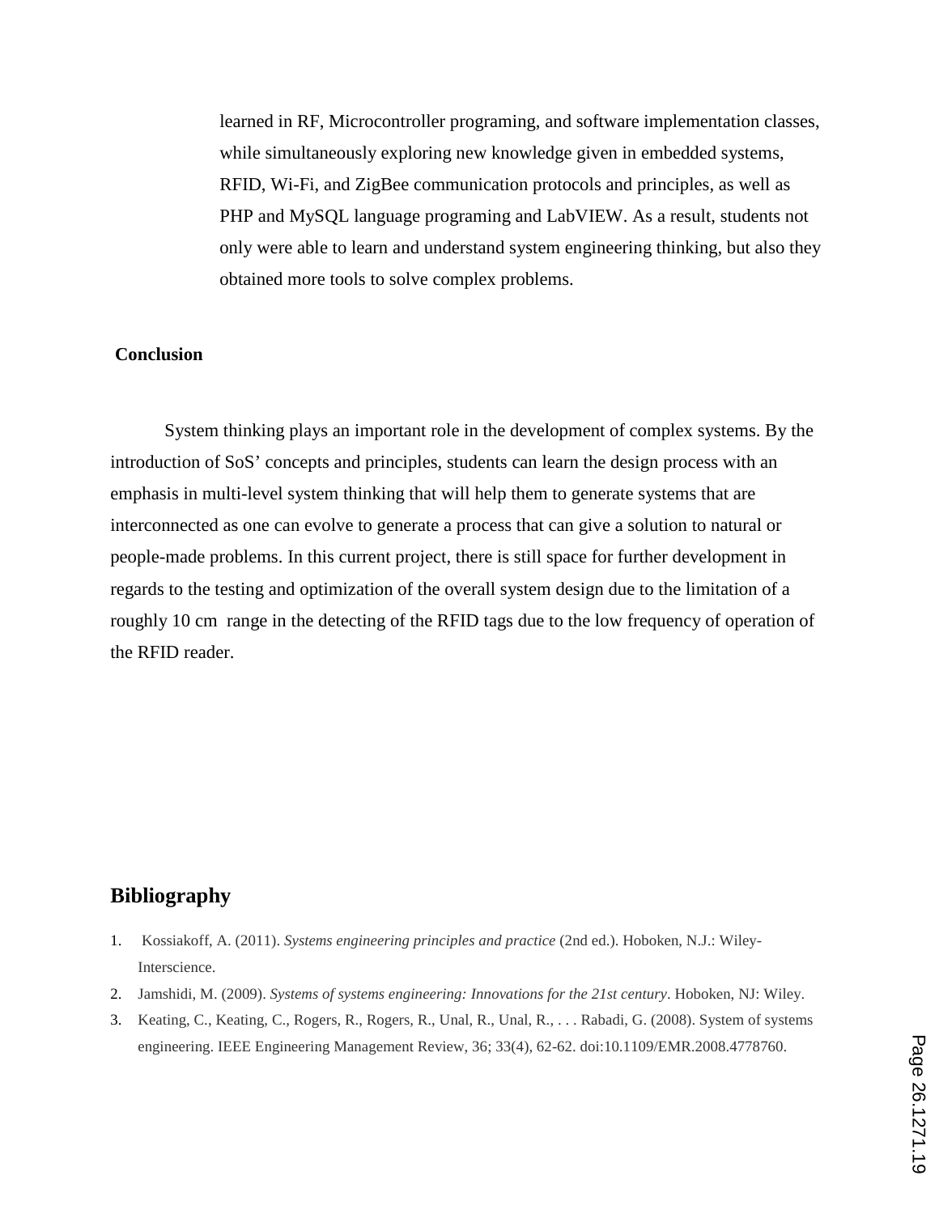learned in RF, Microcontroller programing, and software implementation classes, while simultaneously exploring new knowledge given in embedded systems, RFID, Wi-Fi, and ZigBee communication protocols and principles, as well as PHP and MySQL language programing and LabVIEW. As a result, students not only were able to learn and understand system engineering thinking, but also they obtained more tools to solve complex problems.

**Conclusion**

System thinking plays an important role in the development of complex systems. By the introduction of SoS' concepts and principles, students can learn the design process with an emphasis in multi-level system thinking that will help them to generate systems that are interconnected as one can evolve to generate a process that can give a solution to natural or people-made problems. In this current project, there is still space for further development in regards to the testing and optimization of the overall system design due to the limitation of a roughly 10 cm range in the detecting of the RFID tags due to the low frequency of operation of the RFID reader.

## Bibliography

1. Kossiakoff, A. (2011). *Systems engineering principles and practice* (2nd ed.). Hoboken, N.J.: Wiley-Interscience.
2. Jamshidi, M. (2009). *Systems of systems engineering: Innovations for the 21st century*. Hoboken, NJ: Wiley.
3. Keating, C., Keating, C., Rogers, R., Rogers, R., Unal, R., Unal, R., . . . Rabadi, G. (2008). System of systems engineering. IEEE Engineering Management Review, 36; 33(4), 62-62. doi:10.1109/EMR.2008.4778760.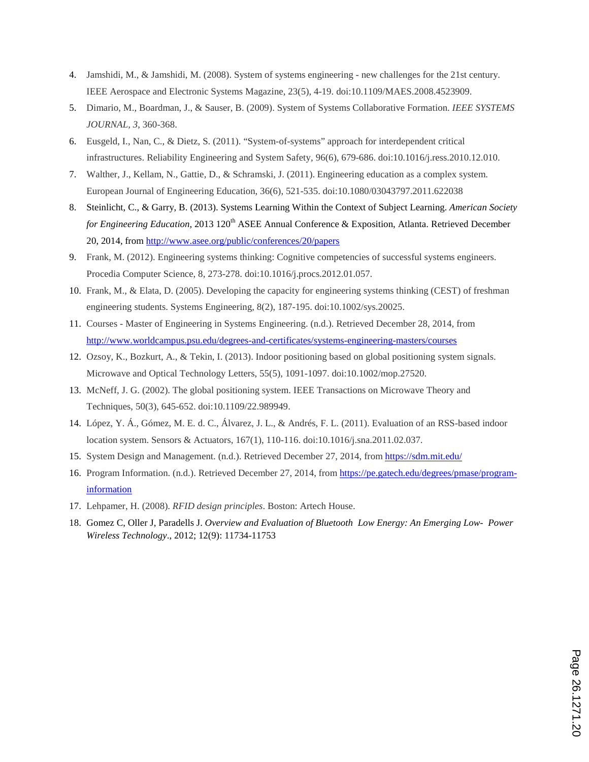4. Jamshidi, M., & Jamshidi, M. (2008). System of systems engineering - new challenges for the 21st century. IEEE Aerospace and Electronic Systems Magazine, 23(5), 4-19. doi:10.1109/MAES.2008.4523909.
5. Dimario, M., Boardman, J., & Sauser, B. (2009). System of Systems Collaborative Formation. *IEEE SYSTEMS JOURNAL*, *3*, 360-368.
6. Eusgeld, I., Nan, C., & Dietz, S. (2011). "System-of-systems" approach for interdependent critical infrastructures. Reliability Engineering and System Safety, 96(6), 679-686. doi:10.1016/j.ress.2010.12.010.
7. Walther, J., Kellam, N., Gattie, D., & Schramski, J. (2011). Engineering education as a complex system. European Journal of Engineering Education, 36(6), 521-535. doi:10.1080/03043797.2011.622038
8. Steinlicht, C., & Garry, B. (2013). Systems Learning Within the Context of Subject Learning. *American Society for Engineering Education*, 2013 120th ASEE Annual Conference & Exposition, Atlanta. Retrieved December 20, 2014, from http://www.asee.org/public/conferences/20/papers
9. Frank, M. (2012). Engineering systems thinking: Cognitive competencies of successful systems engineers. Procedia Computer Science, 8, 273-278. doi:10.1016/j.procs.2012.01.057.
10. Frank, M., & Elata, D. (2005). Developing the capacity for engineering systems thinking (CEST) of freshman engineering students. Systems Engineering, 8(2), 187-195. doi:10.1002/sys.20025.
11. Courses - Master of Engineering in Systems Engineering. (n.d.). Retrieved December 28, 2014, from http://www.worldcampus.psu.edu/degrees-and-certificates/systems-engineering-masters/courses
12. Ozsoy, K., Bozkurt, A., & Tekin, I. (2013). Indoor positioning based on global positioning system signals. Microwave and Optical Technology Letters, 55(5), 1091-1097. doi:10.1002/mop.27520.
13. McNeff, J. G. (2002). The global positioning system. IEEE Transactions on Microwave Theory and Techniques, 50(3), 645-652. doi:10.1109/22.989949.
14. López, Y. Á., Gómez, M. E. d. C., Álvarez, J. L., & Andrés, F. L. (2011). Evaluation of an RSS-based indoor location system. Sensors & Actuators, 167(1), 110-116. doi:10.1016/j.sna.2011.02.037.
15. System Design and Management. (n.d.). Retrieved December 27, 2014, from https://sdm.mit.edu/
16. Program Information. (n.d.). Retrieved December 27, 2014, from https://pe.gatech.edu/degrees/pmase/program-information
17. Lehpamer, H. (2008). *RFID design principles*. Boston: Artech House.
18. Gomez C, Oller J, Paradells J. *Overview and Evaluation of Bluetooth Low Energy: An Emerging Low- Power Wireless Technology*., 2012; 12(9): 11734-11753